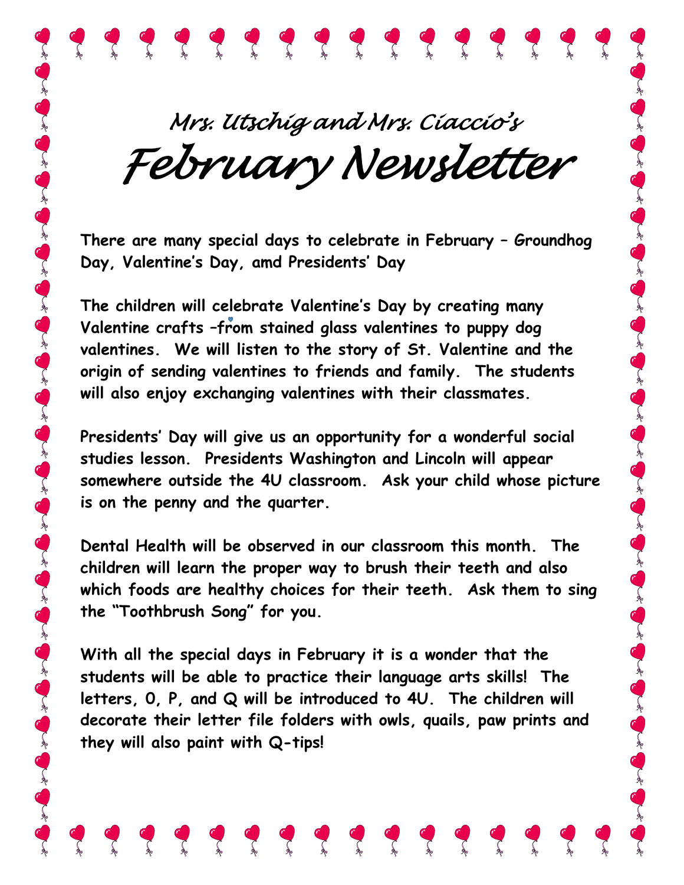# Mrs. Utschig and Mrs. Ciaccio's
# February Newsletter

**There are many special days to celebrate in February – Groundhog Day, Valentine's Day, amd Presidents' Day**

**The children will celebrate Valentine's Day by creating many Valentine crafts –from stained glass valentines to puppy dog valentines. We will listen to the story of St. Valentine and the origin of sending valentines to friends and family. The students will also enjoy exchanging valentines with their classmates.**

**Presidents' Day will give us an opportunity for a wonderful social studies lesson. Presidents Washington and Lincoln will appear somewhere outside the 4U classroom. Ask your child whose picture is on the penny and the quarter.**

**Dental Health will be observed in our classroom this month. The children will learn the proper way to brush their teeth and also which foods are healthy choices for their teeth. Ask them to sing the "Toothbrush Song" for you.**

**With all the special days in February it is a wonder that the students will be able to practice their language arts skills! The letters, O, P, and Q will be introduced to 4U. The children will decorate their letter file folders with owls, quails, paw prints and they will also paint with Q-tips!**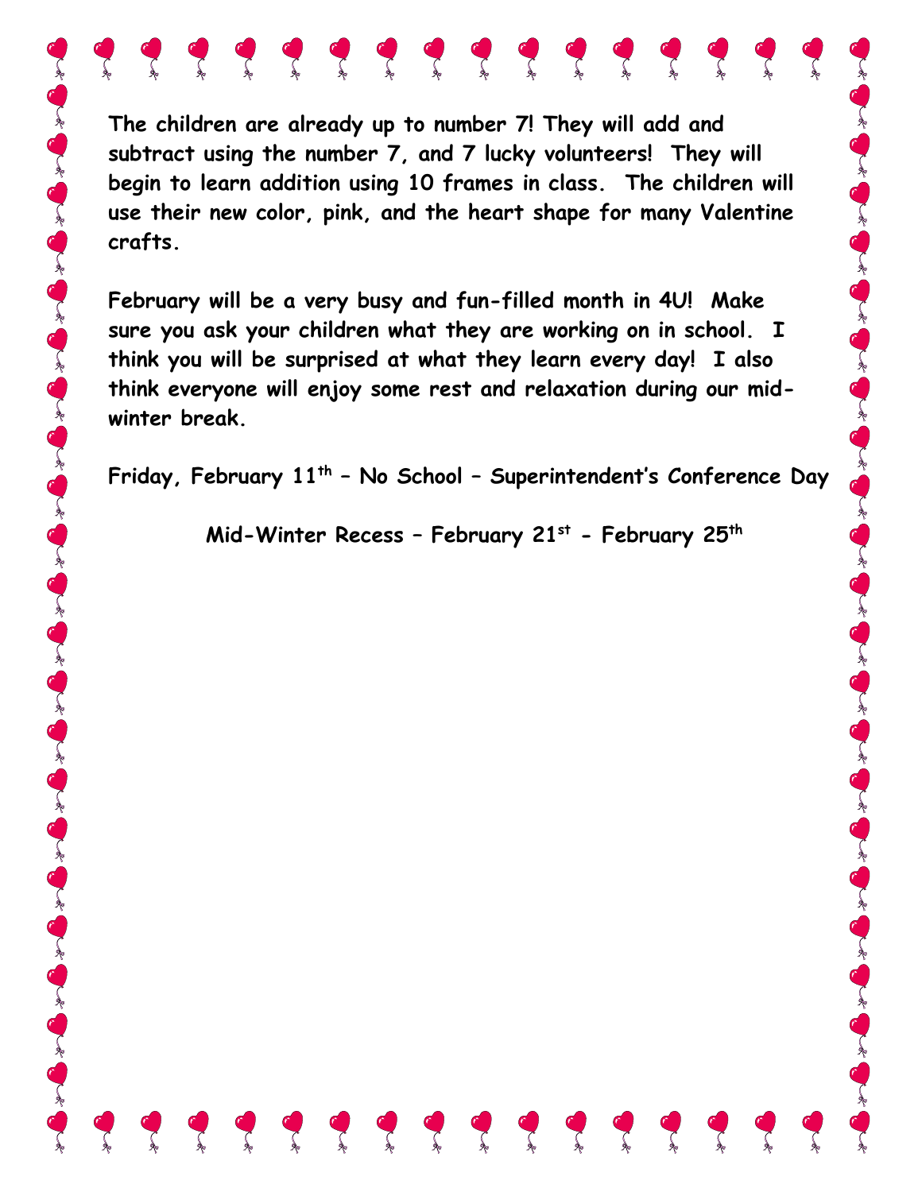**The children are already up to number 7! They will add and subtract using the number 7, and 7 lucky volunteers! They will begin to learn addition using 10 frames in class. The children will use their new color, pink, and the heart shape for many Valentine crafts.**

**February will be a very busy and fun-filled month in 4U! Make sure you ask your children what they are working on in school. I think you will be surprised at what they learn every day! I also think everyone will enjoy some rest and relaxation during our mid-winter break.**

**Friday, February 11th – No School – Superintendent's Conference Day**

**Mid-Winter Recess – February 21st - February 25th**